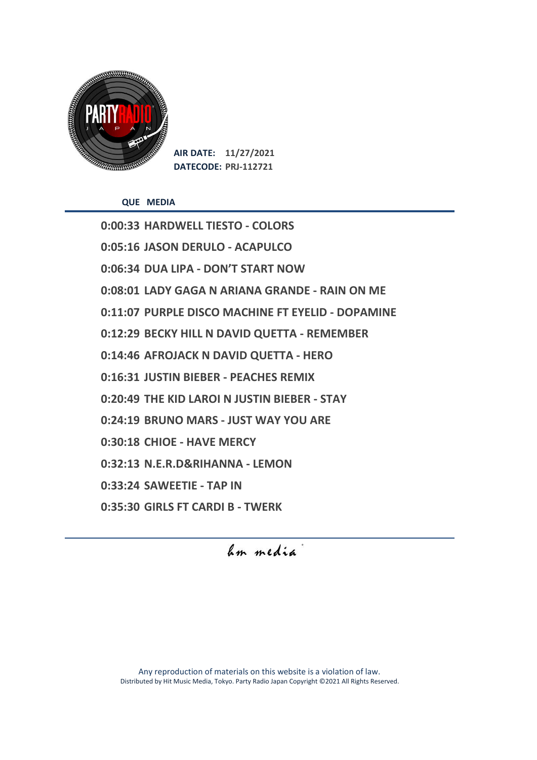**AIR DATE:** 11/27/2021
**DATECODE:** PRJ-112721

| QUE | MEDIA |
|---|---|
| 0:00:33 | HARDWELL TIESTO - COLORS |
| 0:05:16 | JASON DERULO - ACAPULCO |
| 0:06:34 | DUA LIPA - DON'T START NOW |
| 0:08:01 | LADY GAGA N ARIANA GRANDE - RAIN ON ME |
| 0:11:07 | PURPLE DISCO MACHINE FT EYELID - DOPAMINE |
| 0:12:29 | BECKY HILL N DAVID QUETTA - REMEMBER |
| 0:14:46 | AFROJACK N DAVID QUETTA - HERO |
| 0:16:31 | JUSTIN BIEBER - PEACHES REMIX |
| 0:20:49 | THE KID LAROI N JUSTIN BIEBER - STAY |
| 0:24:19 | BRUNO MARS - JUST WAY YOU ARE |
| 0:30:18 | CHIOE - HAVE MERCY |
| 0:32:13 | N.E.R.D&RIHANNA - LEMON |
| 0:33:24 | SAWEETIE - TAP IN |
| 0:35:30 | GIRLS FT CARDI B - TWERK |

hm media

Any reproduction of materials on this website is a violation of law.
Distributed by Hit Music Media, Tokyo. Party Radio Japan Copyright ©2021 All Rights Reserved.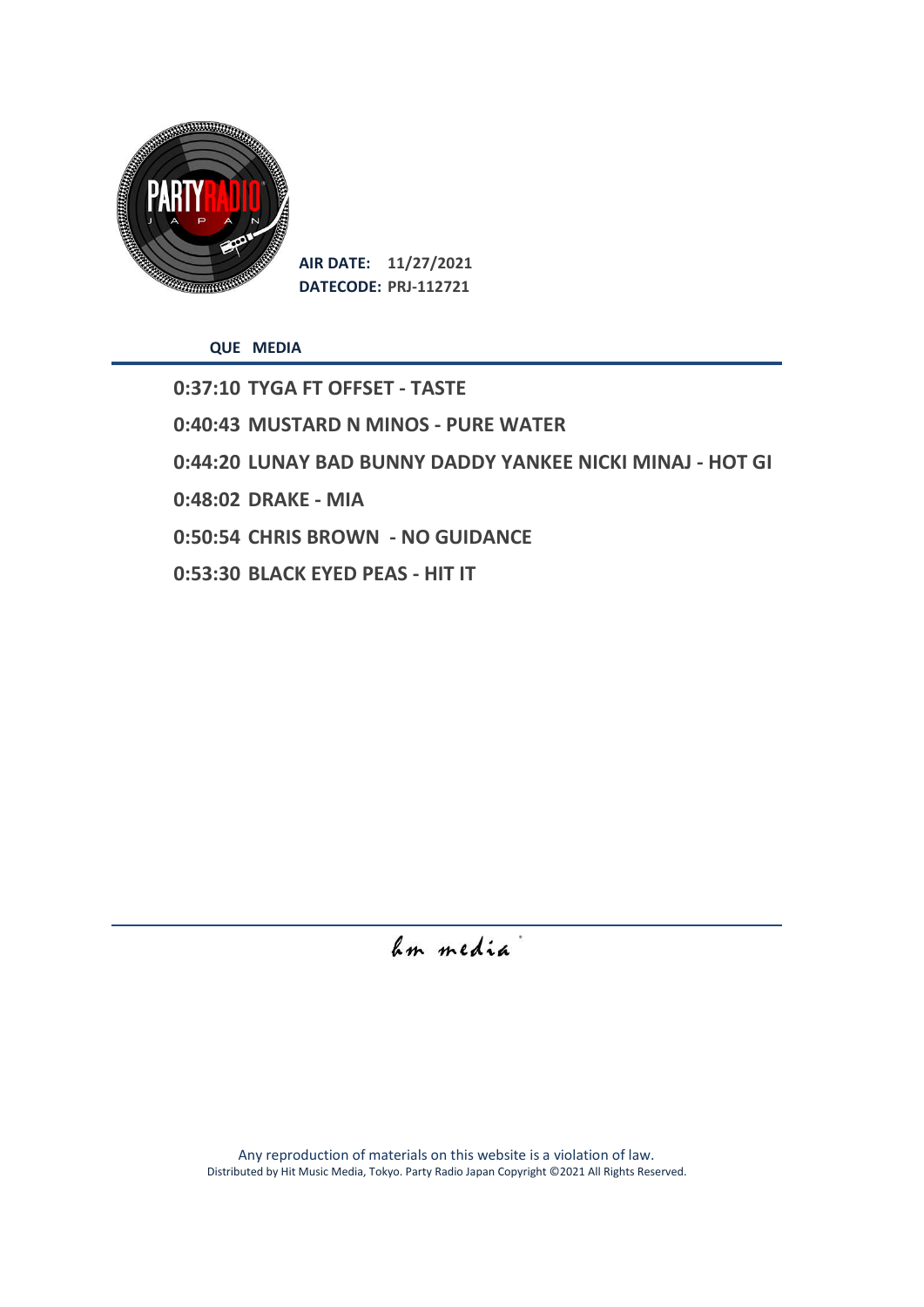**AIR DATE:** 11/27/2021
**DATECODE:** PRJ-112721

| QUE | MEDIA |
|---|---|
| 0:37:10 | TYGA FT OFFSET - TASTE |
| 0:40:43 | MUSTARD N MINOS - PURE WATER |
| 0:44:20 | LUNAY BAD BUNNY DADDY YANKEE NICKI MINAJ - HOT GI |
| 0:48:02 | DRAKE - MIA |
| 0:50:54 | CHRIS BROWN - NO GUIDANCE |
| 0:53:30 | BLACK EYED PEAS - HIT IT |

hm media

Any reproduction of materials on this website is a violation of law.
Distributed by Hit Music Media, Tokyo. Party Radio Japan Copyright ©2021 All Rights Reserved.